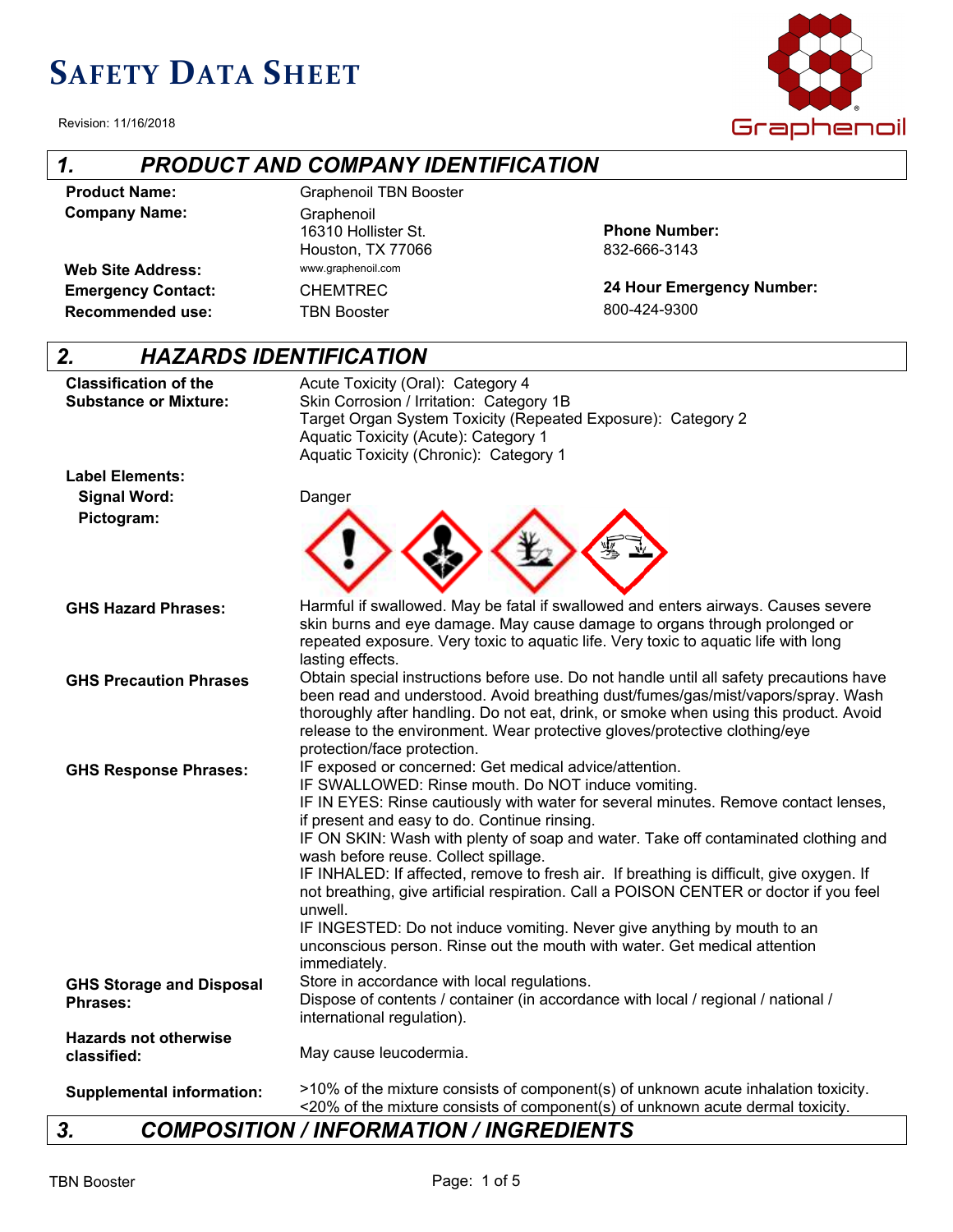# SAFETY DATA SHEET

Revision: 11/16/2018

## 1. PRODUCT AND COMPANY IDENTIFICATION

**Product Name:** Graphenoil TBN Booster

**Company Name:** Graphenoil
16310 Hollister St.
Houston, TX 77066

**Phone Number:** 832-666-3143

**Web Site Address:** www.graphenoil.com

**Emergency Contact:** CHEMTREC

**24 Hour Emergency Number:** 800-424-9300

**Recommended use:** TBN Booster

## 2. HAZARDS IDENTIFICATION

**Classification of the Substance or Mixture:**
Acute Toxicity (Oral): Category 4
Skin Corrosion / Irritation: Category 1B
Target Organ System Toxicity (Repeated Exposure): Category 2
Aquatic Toxicity (Acute): Category 1
Aquatic Toxicity (Chronic): Category 1

**Label Elements:**

**Signal Word:** Danger

**Pictogram:**

**GHS Hazard Phrases:** Harmful if swallowed. May be fatal if swallowed and enters airways. Causes severe skin burns and eye damage. May cause damage to organs through prolonged or repeated exposure. Very toxic to aquatic life. Very toxic to aquatic life with long lasting effects.

**GHS Precaution Phrases** Obtain special instructions before use. Do not handle until all safety precautions have been read and understood. Avoid breathing dust/fumes/gas/mist/vapors/spray. Wash thoroughly after handling. Do not eat, drink, or smoke when using this product. Avoid release to the environment. Wear protective gloves/protective clothing/eye protection/face protection.

**GHS Response Phrases:**
IF exposed or concerned: Get medical advice/attention.
IF SWALLOWED: Rinse mouth. Do NOT induce vomiting.
IF IN EYES: Rinse cautiously with water for several minutes. Remove contact lenses, if present and easy to do. Continue rinsing.
IF ON SKIN: Wash with plenty of soap and water. Take off contaminated clothing and wash before reuse. Collect spillage.
IF INHALED: If affected, remove to fresh air. If breathing is difficult, give oxygen. If not breathing, give artificial respiration. Call a POISON CENTER or doctor if you feel unwell.
IF INGESTED: Do not induce vomiting. Never give anything by mouth to an unconscious person. Rinse out the mouth with water. Get medical attention immediately.

**GHS Storage and Disposal Phrases:**
Store in accordance with local regulations.
Dispose of contents / container (in accordance with local / regional / national / international regulation).

**Hazards not otherwise classified:** May cause leucodermia.

**Supplemental information:**
>10% of the mixture consists of component(s) of unknown acute inhalation toxicity.
<20% of the mixture consists of component(s) of unknown acute dermal toxicity.

## 3. COMPOSITION / INFORMATION / INGREDIENTS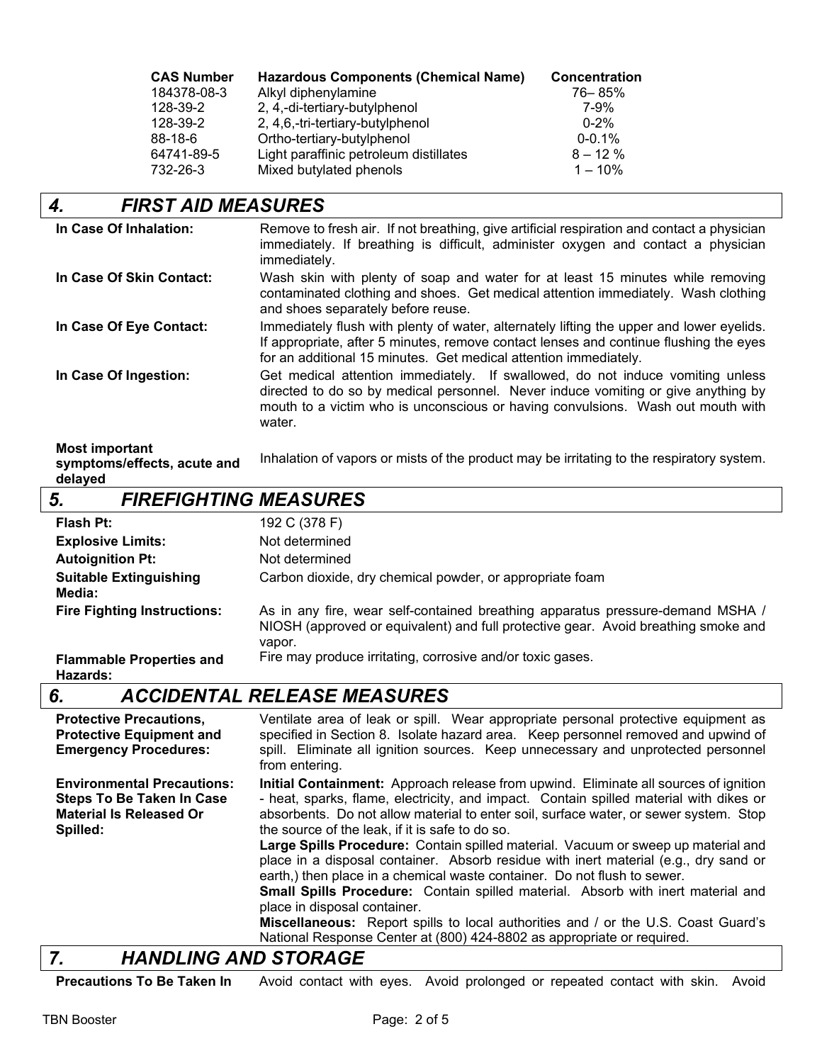| CAS Number | Hazardous Components (Chemical Name) | Concentration |
| --- | --- | --- |
| 184378-08-3 | Alkyl diphenylamine | 76– 85% |
| 128-39-2 | 2, 4,-di-tertiary-butylphenol | 7-9% |
| 128-39-2 | 2, 4,6,-tri-tertiary-butylphenol | 0-2% |
| 88-18-6 | Ortho-tertiary-butylphenol | 0-0.1% |
| 64741-89-5 | Light paraffinic petroleum distillates | 8 – 12 % |
| 732-26-3 | Mixed butylated phenols | 1 – 10% |

## *4. FIRST AID MEASURES*

| | |
| --- | --- |
| **In Case Of Inhalation:** | Remove to fresh air. If not breathing, give artificial respiration and contact a physician immediately. If breathing is difficult, administer oxygen and contact a physician immediately. |
| **In Case Of Skin Contact:** | Wash skin with plenty of soap and water for at least 15 minutes while removing contaminated clothing and shoes. Get medical attention immediately. Wash clothing and shoes separately before reuse. |
| **In Case Of Eye Contact:** | Immediately flush with plenty of water, alternately lifting the upper and lower eyelids. If appropriate, after 5 minutes, remove contact lenses and continue flushing the eyes for an additional 15 minutes. Get medical attention immediately. |
| **In Case Of Ingestion:** | Get medical attention immediately. If swallowed, do not induce vomiting unless directed to do so by medical personnel. Never induce vomiting or give anything by mouth to a victim who is unconscious or having convulsions. Wash out mouth with water. |
| **Most important symptoms/effects, acute and delayed** | Inhalation of vapors or mists of the product may be irritating to the respiratory system. |

## *5. FIREFIGHTING MEASURES*

| | |
| --- | --- |
| **Flash Pt:** | 192 C (378 F) |
| **Explosive Limits:** | Not determined |
| **Autoignition Pt:** | Not determined |
| **Suitable Extinguishing Media:** | Carbon dioxide, dry chemical powder, or appropriate foam |
| **Fire Fighting Instructions:** | As in any fire, wear self-contained breathing apparatus pressure-demand MSHA / NIOSH (approved or equivalent) and full protective gear. Avoid breathing smoke and vapor. |
| **Flammable Properties and Hazards:** | Fire may produce irritating, corrosive and/or toxic gases. |

## *6. ACCIDENTAL RELEASE MEASURES*

| | |
| --- | --- |
| **Protective Precautions, Protective Equipment and Emergency Procedures:** | Ventilate area of leak or spill. Wear appropriate personal protective equipment as specified in Section 8. Isolate hazard area. Keep personnel removed and upwind of spill. Eliminate all ignition sources. Keep unnecessary and unprotected personnel from entering. |
| **Environmental Precautions: Steps To Be Taken In Case Material Is Released Or Spilled:** | **Initial Containment:** Approach release from upwind. Eliminate all sources of ignition - heat, sparks, flame, electricity, and impact. Contain spilled material with dikes or absorbents. Do not allow material to enter soil, surface water, or sewer system. Stop the source of the leak, if it is safe to do so.<br>**Large Spills Procedure:** Contain spilled material. Vacuum or sweep up material and place in a disposal container. Absorb residue with inert material (e.g., dry sand or earth,) then place in a chemical waste container. Do not flush to sewer.<br>**Small Spills Procedure:** Contain spilled material. Absorb with inert material and place in disposal container.<br>**Miscellaneous:** Report spills to local authorities and / or the U.S. Coast Guard's National Response Center at (800) 424-8802 as appropriate or required. |

## *7. HANDLING AND STORAGE*

**Precautions To Be Taken In** Avoid contact with eyes. Avoid prolonged or repeated contact with skin. Avoid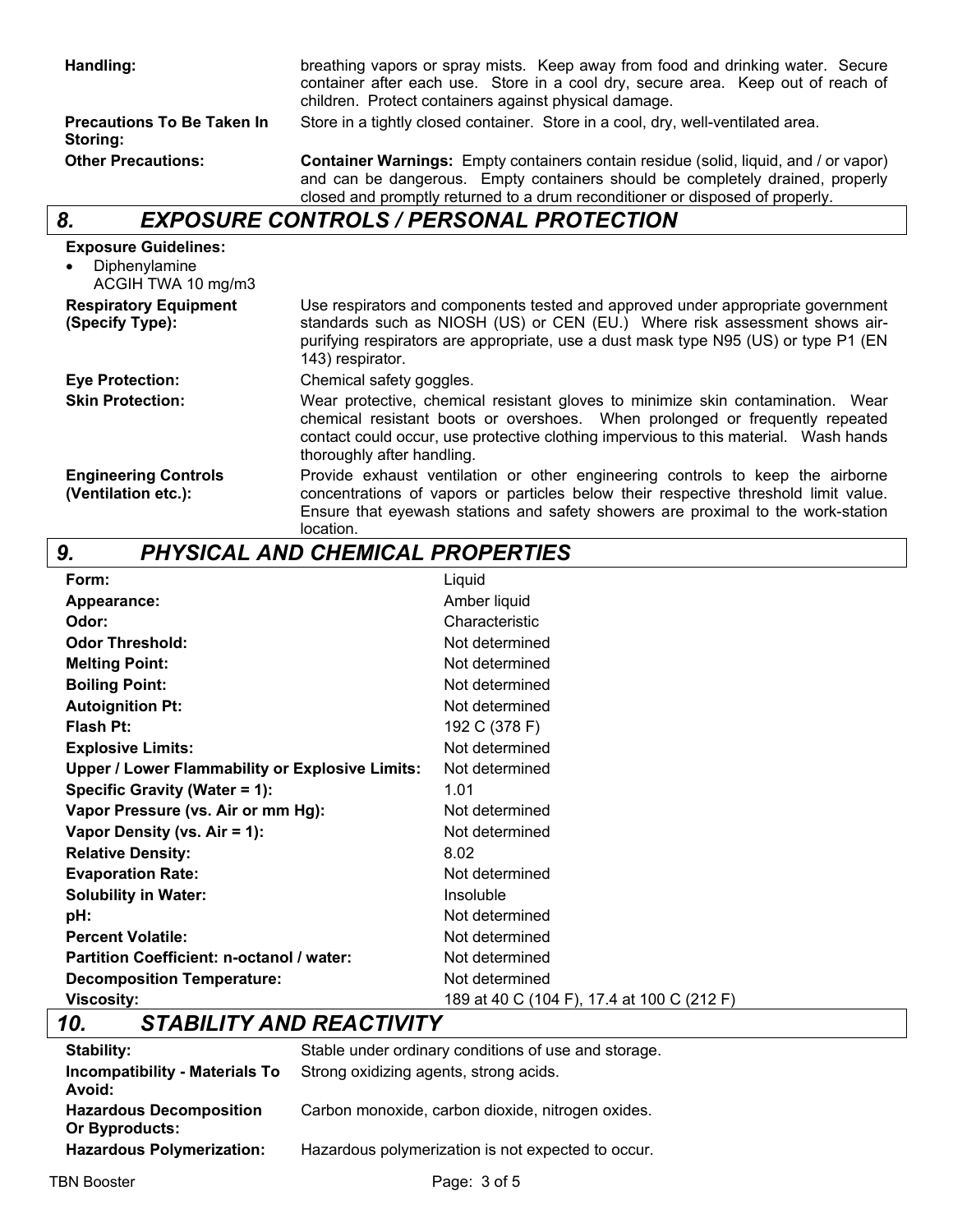| | |
|---|---|
| **Handling:** | breathing vapors or spray mists. Keep away from food and drinking water. Secure container after each use. Store in a cool dry, secure area. Keep out of reach of children. Protect containers against physical damage. |
| **Precautions To Be Taken In Storing:** | Store in a tightly closed container. Store in a cool, dry, well-ventilated area. |
| **Other Precautions:** | **Container Warnings:** Empty containers contain residue (solid, liquid, and / or vapor) and can be dangerous. Empty containers should be completely drained, properly closed and promptly returned to a drum reconditioner or disposed of properly. |

## *8. EXPOSURE CONTROLS / PERSONAL PROTECTION*

**Exposure Guidelines:**

- Diphenylamine
  ACGIH TWA 10 mg/m3

| | |
|---|---|
| **Respiratory Equipment (Specify Type):** | Use respirators and components tested and approved under appropriate government standards such as NIOSH (US) or CEN (EU.) Where risk assessment shows air-purifying respirators are appropriate, use a dust mask type N95 (US) or type P1 (EN 143) respirator. |
| **Eye Protection:** | Chemical safety goggles. |
| **Skin Protection:** | Wear protective, chemical resistant gloves to minimize skin contamination. Wear chemical resistant boots or overshoes. When prolonged or frequently repeated contact could occur, use protective clothing impervious to this material. Wash hands thoroughly after handling. |
| **Engineering Controls (Ventilation etc.):** | Provide exhaust ventilation or other engineering controls to keep the airborne concentrations of vapors or particles below their respective threshold limit value. Ensure that eyewash stations and safety showers are proximal to the work-station location. |

## *9. PHYSICAL AND CHEMICAL PROPERTIES*

| | |
|---|---|
| **Form:** | Liquid |
| **Appearance:** | Amber liquid |
| **Odor:** | Characteristic |
| **Odor Threshold:** | Not determined |
| **Melting Point:** | Not determined |
| **Boiling Point:** | Not determined |
| **Autoignition Pt:** | Not determined |
| **Flash Pt:** | 192 C (378 F) |
| **Explosive Limits:** | Not determined |
| **Upper / Lower Flammability or Explosive Limits:** | Not determined |
| **Specific Gravity (Water = 1):** | 1.01 |
| **Vapor Pressure (vs. Air or mm Hg):** | Not determined |
| **Vapor Density (vs. Air = 1):** | Not determined |
| **Relative Density:** | 8.02 |
| **Evaporation Rate:** | Not determined |
| **Solubility in Water:** | Insoluble |
| **pH:** | Not determined |
| **Percent Volatile:** | Not determined |
| **Partition Coefficient: n-octanol / water:** | Not determined |
| **Decomposition Temperature:** | Not determined |
| **Viscosity:** | 189 at 40 C (104 F), 17.4 at 100 C (212 F) |

## *10. STABILITY AND REACTIVITY*

| | |
|---|---|
| **Stability:** | Stable under ordinary conditions of use and storage. |
| **Incompatibility - Materials To Avoid:** | Strong oxidizing agents, strong acids. |
| **Hazardous Decomposition Or Byproducts:** | Carbon monoxide, carbon dioxide, nitrogen oxides. |
| **Hazardous Polymerization:** | Hazardous polymerization is not expected to occur. |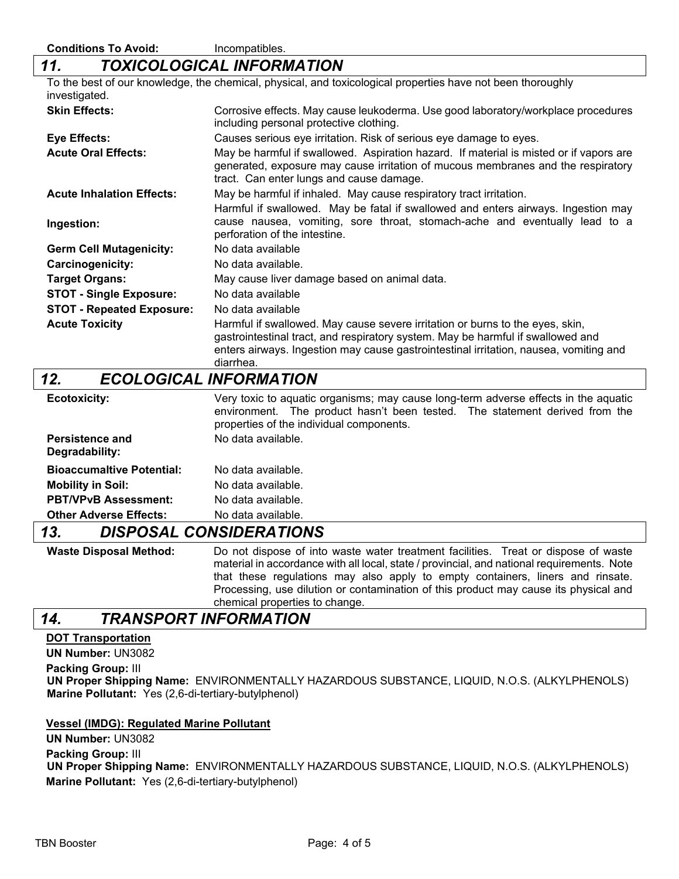**Conditions To Avoid:** Incompatibles.

## 11. TOXICOLOGICAL INFORMATION

To the best of our knowledge, the chemical, physical, and toxicological properties have not been thoroughly investigated.

| | |
|---|---|
| **Skin Effects:** | Corrosive effects. May cause leukoderma. Use good laboratory/workplace procedures including personal protective clothing. |
| **Eye Effects:** | Causes serious eye irritation. Risk of serious eye damage to eyes. |
| **Acute Oral Effects:** | May be harmful if swallowed. Aspiration hazard. If material is misted or if vapors are generated, exposure may cause irritation of mucous membranes and the respiratory tract. Can enter lungs and cause damage. |
| **Acute Inhalation Effects:** | May be harmful if inhaled. May cause respiratory tract irritation. |
| **Ingestion:** | Harmful if swallowed. May be fatal if swallowed and enters airways. Ingestion may cause nausea, vomiting, sore throat, stomach-ache and eventually lead to a perforation of the intestine. |
| **Germ Cell Mutagenicity:** | No data available |
| **Carcinogenicity:** | No data available. |
| **Target Organs:** | May cause liver damage based on animal data. |
| **STOT - Single Exposure:** | No data available |
| **STOT - Repeated Exposure:** | No data available |
| **Acute Toxicity** | Harmful if swallowed. May cause severe irritation or burns to the eyes, skin, gastrointestinal tract, and respiratory system. May be harmful if swallowed and enters airways. Ingestion may cause gastrointestinal irritation, nausea, vomiting and diarrhea. |

## 12. ECOLOGICAL INFORMATION

| | |
|---|---|
| **Ecotoxicity:** | Very toxic to aquatic organisms; may cause long-term adverse effects in the aquatic environment. The product hasn't been tested. The statement derived from the properties of the individual components. |
| **Persistence and Degradability:** | No data available. |
| **Bioaccumaltive Potential:** | No data available. |
| **Mobility in Soil:** | No data available. |
| **PBT/VPvB Assessment:** | No data available. |
| **Other Adverse Effects:** | No data available. |

## 13. DISPOSAL CONSIDERATIONS

**Waste Disposal Method:** Do not dispose of into waste water treatment facilities. Treat or dispose of waste material in accordance with all local, state / provincial, and national requirements. Note that these regulations may also apply to empty containers, liners and rinsate. Processing, use dilution or contamination of this product may cause its physical and chemical properties to change.

## 14. TRANSPORT INFORMATION

**DOT Transportation**

**UN Number:** UN3082

**Packing Group:** III

**UN Proper Shipping Name:** ENVIRONMENTALLY HAZARDOUS SUBSTANCE, LIQUID, N.O.S. (ALKYLPHENOLS)

**Marine Pollutant:** Yes (2,6-di-tertiary-butylphenol)

**Vessel (IMDG): Regulated Marine Pollutant**

**UN Number:** UN3082

**Packing Group:** III

**UN Proper Shipping Name:** ENVIRONMENTALLY HAZARDOUS SUBSTANCE, LIQUID, N.O.S. (ALKYLPHENOLS)

**Marine Pollutant:** Yes (2,6-di-tertiary-butylphenol)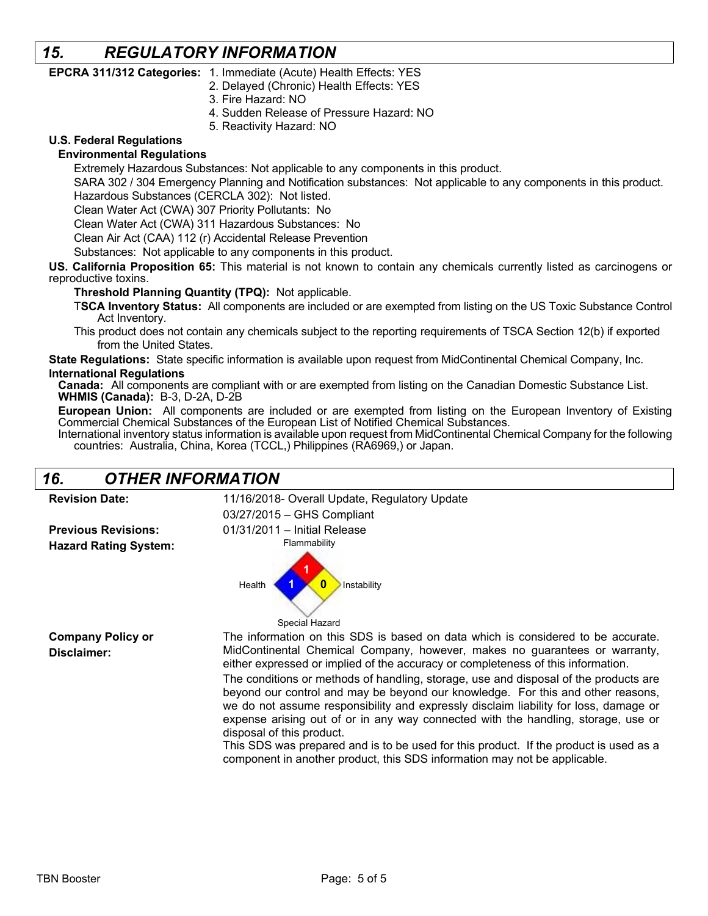## 15. REGULATORY INFORMATION

**EPCRA 311/312 Categories:**
1. Immediate (Acute) Health Effects: YES
2. Delayed (Chronic) Health Effects: YES
3. Fire Hazard: NO
4. Sudden Release of Pressure Hazard: NO
5. Reactivity Hazard: NO

**U.S. Federal Regulations**

**Environmental Regulations**

Extremely Hazardous Substances: Not applicable to any components in this product.

SARA 302 / 304 Emergency Planning and Notification substances: Not applicable to any components in this product.

Hazardous Substances (CERCLA 302): Not listed.

Clean Water Act (CWA) 307 Priority Pollutants: No

Clean Water Act (CWA) 311 Hazardous Substances: No

Clean Air Act (CAA) 112 (r) Accidental Release Prevention

Substances: Not applicable to any components in this product.

**US. California Proposition 65:** This material is not known to contain any chemicals currently listed as carcinogens or reproductive toxins.

**Threshold Planning Quantity (TPQ):** Not applicable.

T**SCA Inventory Status:** All components are included or are exempted from listing on the US Toxic Substance Control Act Inventory.

This product does not contain any chemicals subject to the reporting requirements of TSCA Section 12(b) if exported from the United States.

**State Regulations:** State specific information is available upon request from MidContinental Chemical Company, Inc.

**International Regulations**

**Canada:** All components are compliant with or are exempted from listing on the Canadian Domestic Substance List.
**WHMIS (Canada):** B-3, D-2A, D-2B

**European Union:** All components are included or are exempted from listing on the European Inventory of Existing Commercial Chemical Substances of the European List of Notified Chemical Substances.

International inventory status information is available upon request from MidContinental Chemical Company for the following countries: Australia, China, Korea (TCCL,) Philippines (RA6969,) or Japan.

## 16. OTHER INFORMATION

**Revision Date:** 11/16/2018- Overall Update, Regulatory Update
03/27/2015 – GHS Compliant

**Previous Revisions:** 01/31/2011 – Initial Release

**Hazard Rating System:**

Flammability
1
Health
1
0
Instability
Special Hazard

**Company Policy or Disclaimer:**

The information on this SDS is based on data which is considered to be accurate. MidContinental Chemical Company, however, makes no guarantees or warranty, either expressed or implied of the accuracy or completeness of this information.

The conditions or methods of handling, storage, use and disposal of the products are beyond our control and may be beyond our knowledge. For this and other reasons, we do not assume responsibility and expressly disclaim liability for loss, damage or expense arising out of or in any way connected with the handling, storage, use or disposal of this product.

This SDS was prepared and is to be used for this product. If the product is used as a component in another product, this SDS information may not be applicable.